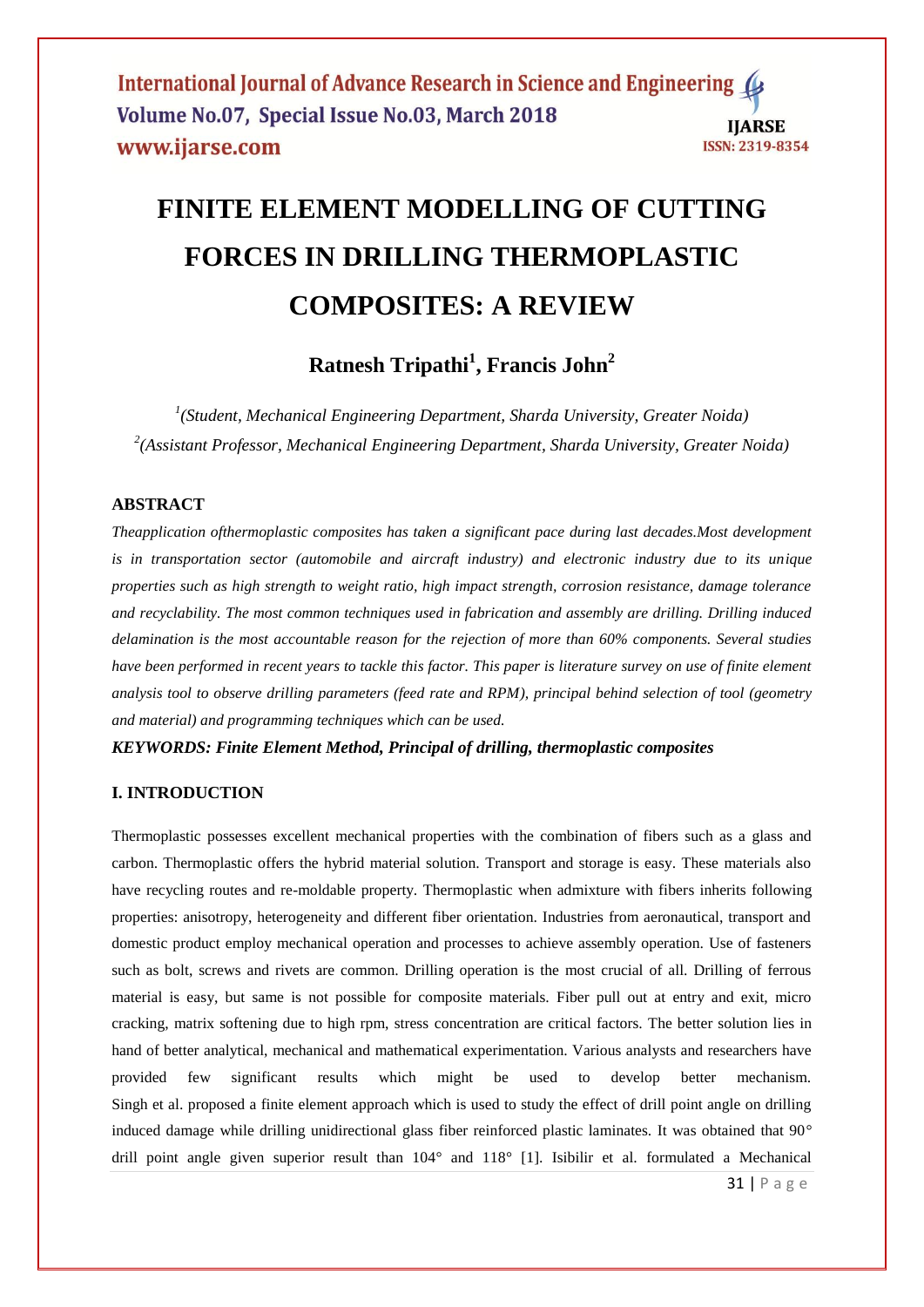# FINITE ELEMENT MODELLING OF CUTTING FORCES IN DRILLING THERMOPLASTIC COMPOSITES: A REVIEW

**Ratnesh Tripathi[1], Francis John[2]**

*[1](Student, Mechanical Engineering Department, Sharda University, Greater Noida)*
*[2](Assistant Professor, Mechanical Engineering Department, Sharda University, Greater Noida)*

## ABSTRACT

*Theapplication ofthermoplastic composites has taken a significant pace during last decades.Most development is in transportation sector (automobile and aircraft industry) and electronic industry due to its unique properties such as high strength to weight ratio, high impact strength, corrosion resistance, damage tolerance and recyclability. The most common techniques used in fabrication and assembly are drilling. Drilling induced delamination is the most accountable reason for the rejection of more than 60% components. Several studies have been performed in recent years to tackle this factor. This paper is literature survey on use of finite element analysis tool to observe drilling parameters (feed rate and RPM), principal behind selection of tool (geometry and material) and programming techniques which can be used.*

***KEYWORDS: Finite Element Method, Principal of drilling, thermoplastic composites***

## I. INTRODUCTION

Thermoplastic possesses excellent mechanical properties with the combination of fibers such as a glass and carbon. Thermoplastic offers the hybrid material solution. Transport and storage is easy. These materials also have recycling routes and re-moldable property. Thermoplastic when admixture with fibers inherits following properties: anisotropy, heterogeneity and different fiber orientation. Industries from aeronautical, transport and domestic product employ mechanical operation and processes to achieve assembly operation. Use of fasteners such as bolt, screws and rivets are common. Drilling operation is the most crucial of all. Drilling of ferrous material is easy, but same is not possible for composite materials. Fiber pull out at entry and exit, micro cracking, matrix softening due to high rpm, stress concentration are critical factors. The better solution lies in hand of better analytical, mechanical and mathematical experimentation. Various analysts and researchers have provided few significant results which might be used to develop better mechanism. Singh et al. proposed a finite element approach which is used to study the effect of drill point angle on drilling induced damage while drilling unidirectional glass fiber reinforced plastic laminates. It was obtained that 90° drill point angle given superior result than 104° and 118° [1]. Isibilir et al. formulated a Mechanical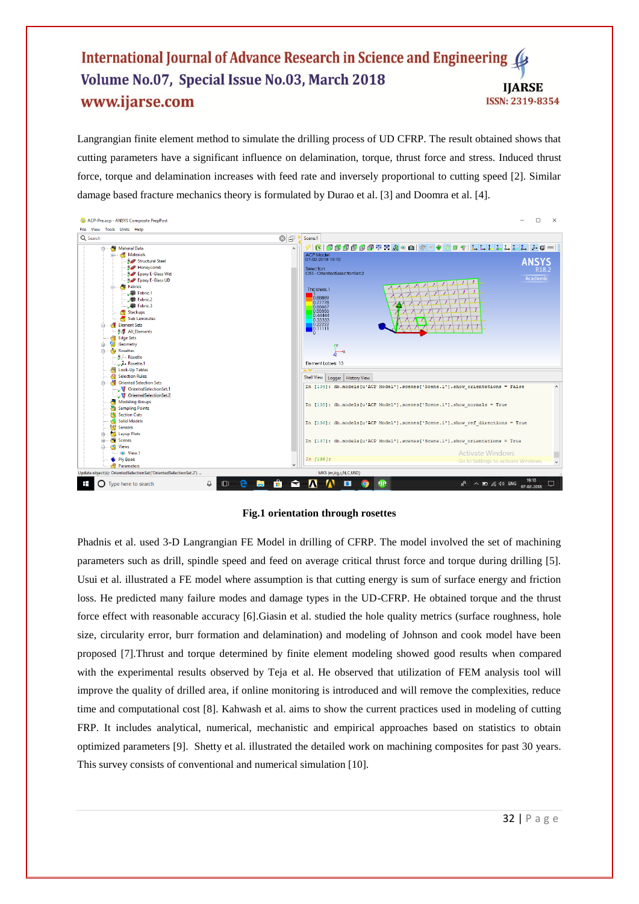Langrangian finite element method to simulate the drilling process of UD CFRP. The result obtained shows that cutting parameters have a significant influence on delamination, torque, thrust force and stress. Induced thrust force, torque and delamination increases with feed rate and inversely proportional to cutting speed [2]. Similar damage based fracture mechanics theory is formulated by Durao et al. [3] and Doomra et al. [4].

**Fig.1 orientation through rosettes**

Phadnis et al. used 3-D Langrangian FE Model in drilling of CFRP. The model involved the set of machining parameters such as drill, spindle speed and feed on average critical thrust force and torque during drilling [5]. Usui et al. illustrated a FE model where assumption is that cutting energy is sum of surface energy and friction loss. He predicted many failure modes and damage types in the UD-CFRP. He obtained torque and the thrust force effect with reasonable accuracy [6].Giasin et al. studied the hole quality metrics (surface roughness, hole size, circularity error, burr formation and delamination) and modeling of Johnson and cook model have been proposed [7].Thrust and torque determined by finite element modeling showed good results when compared with the experimental results observed by Teja et al. He observed that utilization of FEM analysis tool will improve the quality of drilled area, if online monitoring is introduced and will remove the complexities, reduce time and computational cost [8]. Kahwash et al. aims to show the current practices used in modeling of cutting FRP. It includes analytical, numerical, mechanistic and empirical approaches based on statistics to obtain optimized parameters [9]. Shetty et al. illustrated the detailed work on machining composites for past 30 years. This survey consists of conventional and numerical simulation [10].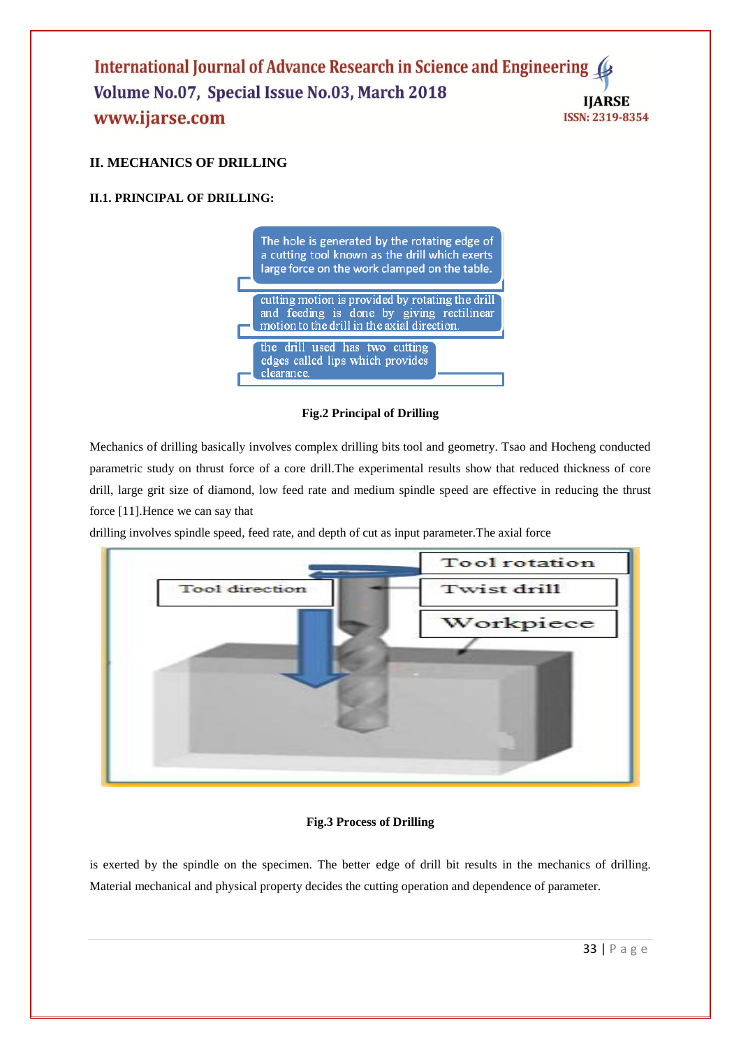## II. MECHANICS OF DRILLING

### II.1. PRINCIPAL OF DRILLING:

The hole is generated by the rotating edge of a cutting tool known as the drill which exerts large force on the work clamped on the table.

cutting motion is provided by rotating the drill and feeding is done by giving rectilinear motion to the drill in the axial direction.

the drill used has two cutting edges called lips which provides clearance.

**Fig.2 Principal of Drilling**

Mechanics of drilling basically involves complex drilling bits tool and geometry. Tsao and Hocheng conducted parametric study on thrust force of a core drill.The experimental results show that reduced thickness of core drill, large grit size of diamond, low feed rate and medium spindle speed are effective in reducing the thrust force [11].Hence we can say that

drilling involves spindle speed, feed rate, and depth of cut as input parameter.The axial force

Tool rotation

Tool direction

Twist drill

Workpiece

**Fig.3 Process of Drilling**

is exerted by the spindle on the specimen. The better edge of drill bit results in the mechanics of drilling. Material mechanical and physical property decides the cutting operation and dependence of parameter.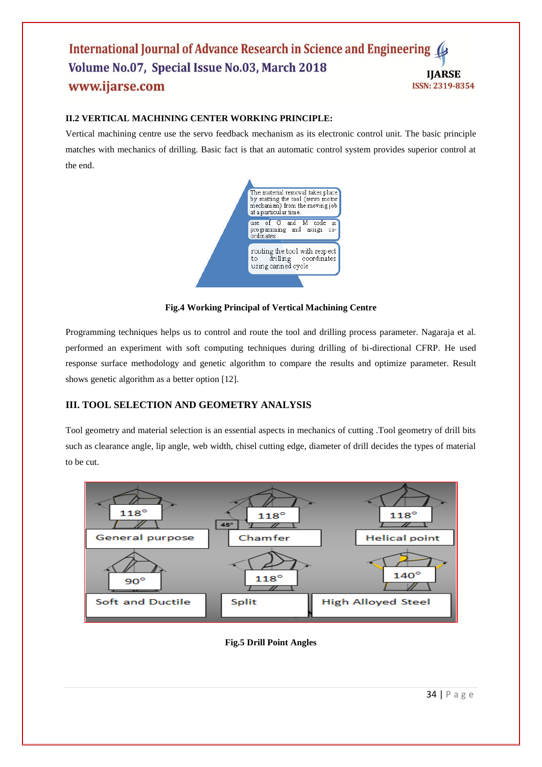### II.2 VERTICAL MACHINING CENTER WORKING PRINCIPLE:

Vertical machining centre use the servo feedback mechanism as its electronic control unit. The basic principle matches with mechanics of drilling. Basic fact is that an automatic control system provides superior control at the end.

The material removal takes place by rotating the tool (servo motor mechanism) from the moving job at a particular time.

use of G and M code in programming and assign co-ordinates

routing the tool with respect to drilling coordinates using canned cycle

**Fig.4 Working Principal of Vertical Machining Centre**

Programming techniques helps us to control and route the tool and drilling process parameter. Nagaraja et al. performed an experiment with soft computing techniques during drilling of bi-directional CFRP. He used response surface methodology and genetic algorithm to compare the results and optimize parameter. Result shows genetic algorithm as a better option [12].

## III. TOOL SELECTION AND GEOMETRY ANALYSIS

Tool geometry and material selection is an essential aspects in mechanics of cutting .Tool geometry of drill bits such as clearance angle, lip angle, web width, chisel cutting edge, diameter of drill decides the types of material to be cut.

118° General purpose | 45° 118° Chamfer | 118° Helical point

90° Soft and Ductile | 118° Split | 140° High Alloyed Steel

**Fig.5 Drill Point Angles**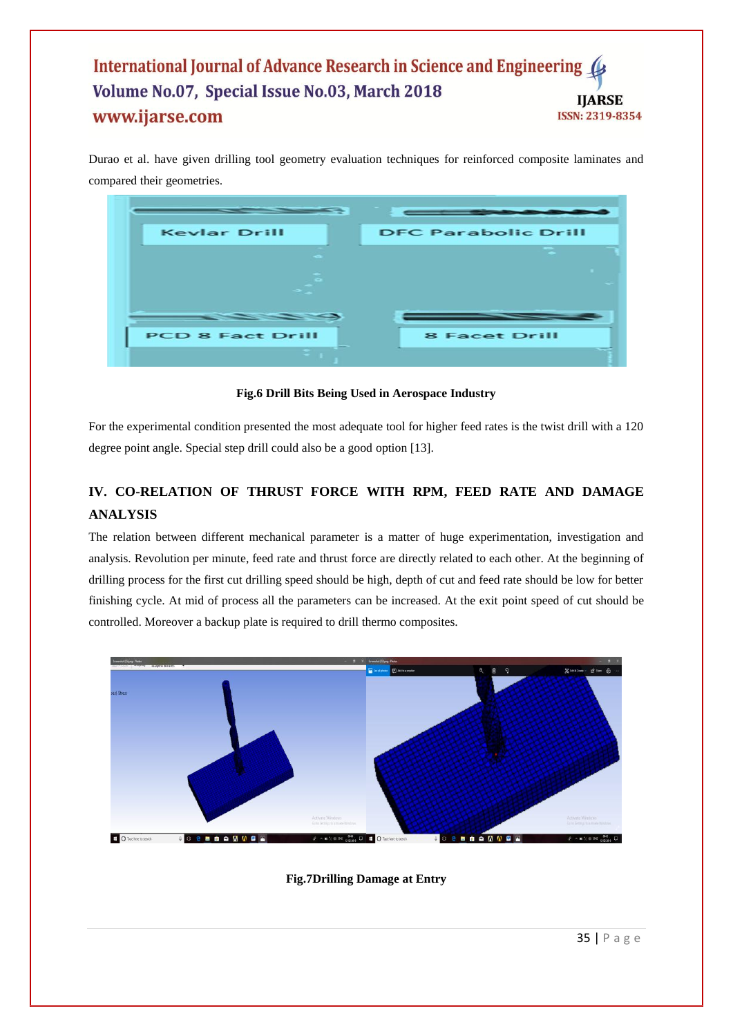Durao et al. have given drilling tool geometry evaluation techniques for reinforced composite laminates and compared their geometries.

**Fig.6 Drill Bits Being Used in Aerospace Industry**

For the experimental condition presented the most adequate tool for higher feed rates is the twist drill with a 120 degree point angle. Special step drill could also be a good option [13].

## IV. CO-RELATION OF THRUST FORCE WITH RPM, FEED RATE AND DAMAGE ANALYSIS

The relation between different mechanical parameter is a matter of huge experimentation, investigation and analysis. Revolution per minute, feed rate and thrust force are directly related to each other. At the beginning of drilling process for the first cut drilling speed should be high, depth of cut and feed rate should be low for better finishing cycle. At mid of process all the parameters can be increased. At the exit point speed of cut should be controlled. Moreover a backup plate is required to drill thermo composites.

**Fig.7Drilling Damage at Entry**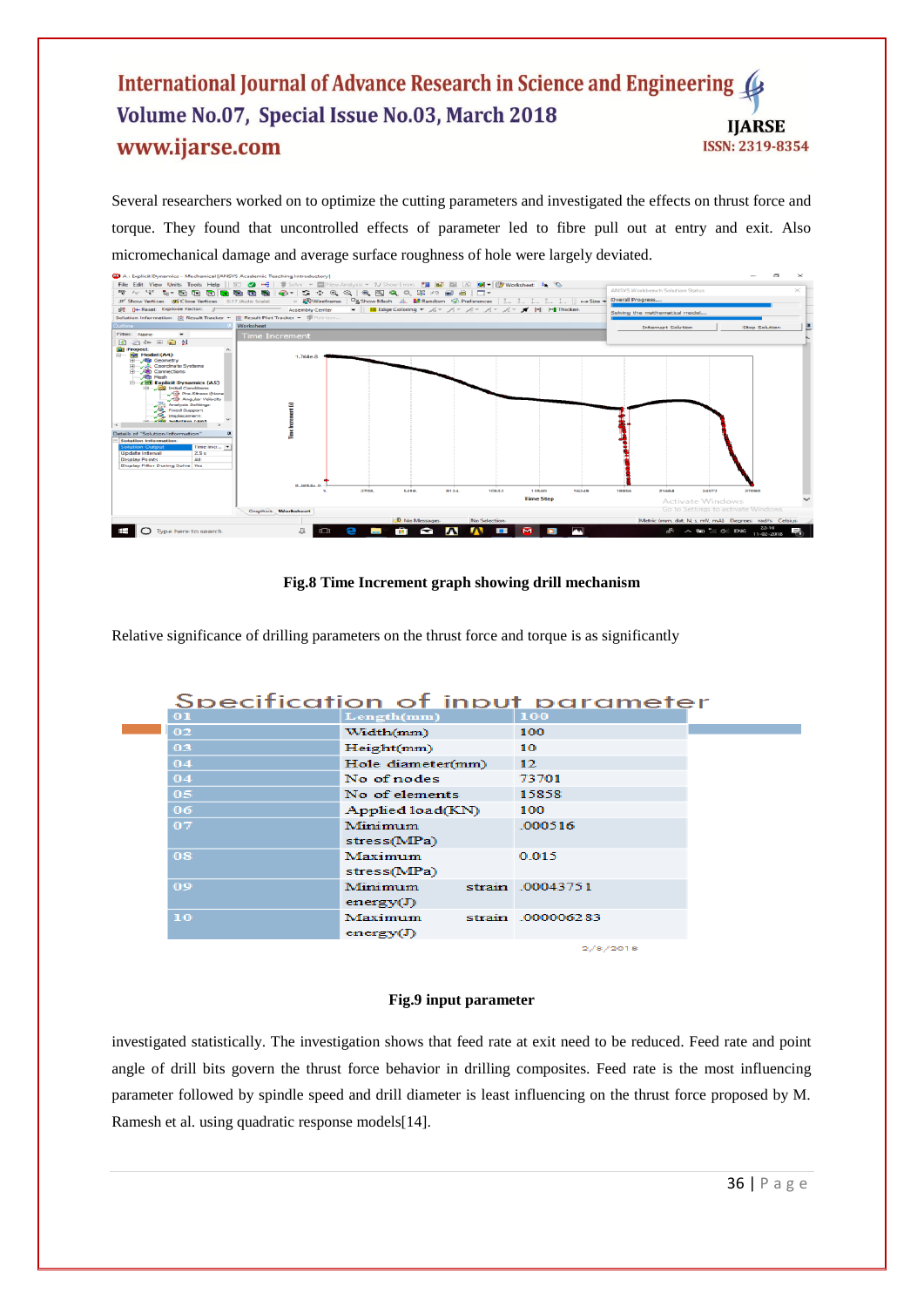Several researchers worked on to optimize the cutting parameters and investigated the effects on thrust force and torque. They found that uncontrolled effects of parameter led to fibre pull out at entry and exit. Also micromechanical damage and average surface roughness of hole were largely deviated.

**Fig.8 Time Increment graph showing drill mechanism**

Relative significance of drilling parameters on the thrust force and torque is as significantly

Specification of input parameter

| 01 | Length(mm) | 100 |
|---|---|---|
| 02 | Width(mm) | 100 |
| 03 | Height(mm) | 10 |
| 04 | Hole diameter(mm) | 12 |
| 04 | No of nodes | 73701 |
| 05 | No of elements | 15858 |
| 06 | Applied load(KN) | 100 |
| 07 | Minimum stress(MPa) | .000516 |
| 08 | Maximum stress(MPa) | 0.015 |
| 09 | Minimum strain energy(J) | .00043751 |
| 10 | Maximum strain energy(J) | .000006283 |

2/8/2018

**Fig.9 input parameter**

investigated statistically. The investigation shows that feed rate at exit need to be reduced. Feed rate and point angle of drill bits govern the thrust force behavior in drilling composites. Feed rate is the most influencing parameter followed by spindle speed and drill diameter is least influencing on the thrust force proposed by M. Ramesh et al. using quadratic response models[14].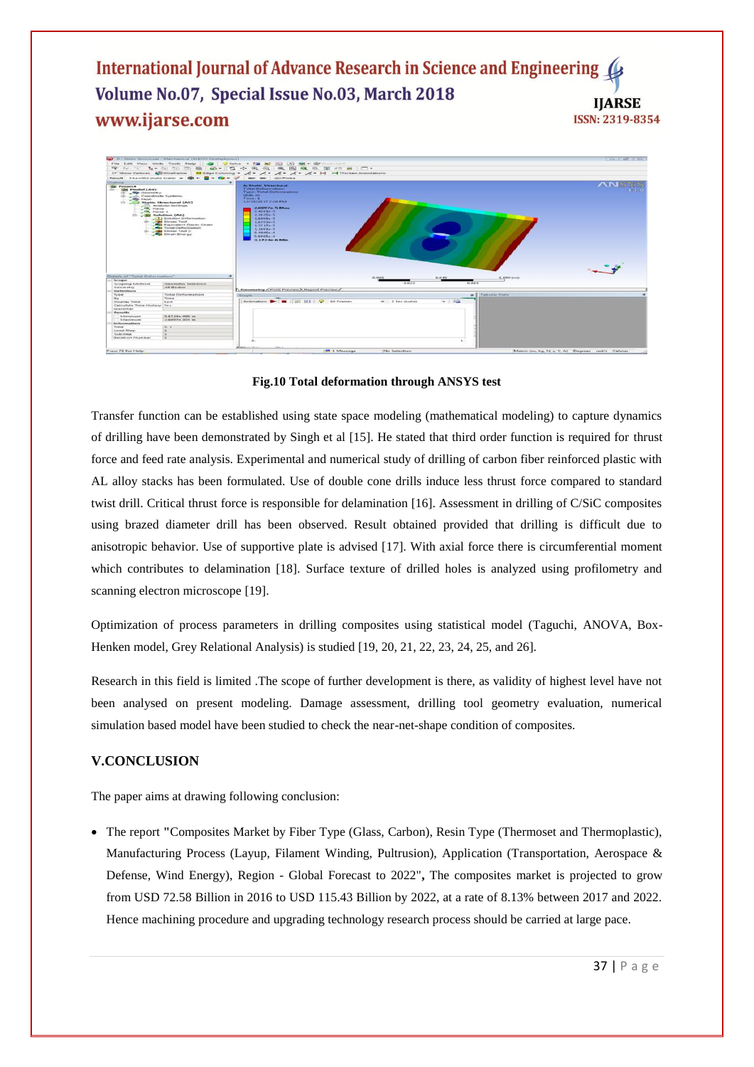**Fig.10 Total deformation through ANSYS test**

Transfer function can be established using state space modeling (mathematical modeling) to capture dynamics of drilling have been demonstrated by Singh et al [15]. He stated that third order function is required for thrust force and feed rate analysis. Experimental and numerical study of drilling of carbon fiber reinforced plastic with AL alloy stacks has been formulated. Use of double cone drills induce less thrust force compared to standard twist drill. Critical thrust force is responsible for delamination [16]. Assessment in drilling of C/SiC composites using brazed diameter drill has been observed. Result obtained provided that drilling is difficult due to anisotropic behavior. Use of supportive plate is advised [17]. With axial force there is circumferential moment which contributes to delamination [18]. Surface texture of drilled holes is analyzed using profilometry and scanning electron microscope [19].

Optimization of process parameters in drilling composites using statistical model (Taguchi, ANOVA, Box-Henken model, Grey Relational Analysis) is studied [19, 20, 21, 22, 23, 24, 25, and 26].

Research in this field is limited .The scope of further development is there, as validity of highest level have not been analysed on present modeling. Damage assessment, drilling tool geometry evaluation, numerical simulation based model have been studied to check the near-net-shape condition of composites.

## V.CONCLUSION

The paper aims at drawing following conclusion:

- The report **"**Composites Market by Fiber Type (Glass, Carbon), Resin Type (Thermoset and Thermoplastic), Manufacturing Process (Layup, Filament Winding, Pultrusion), Application (Transportation, Aerospace & Defense, Wind Energy), Region - Global Forecast to 2022"**,** The composites market is projected to grow from USD 72.58 Billion in 2016 to USD 115.43 Billion by 2022, at a rate of 8.13% between 2017 and 2022. Hence machining procedure and upgrading technology research process should be carried at large pace.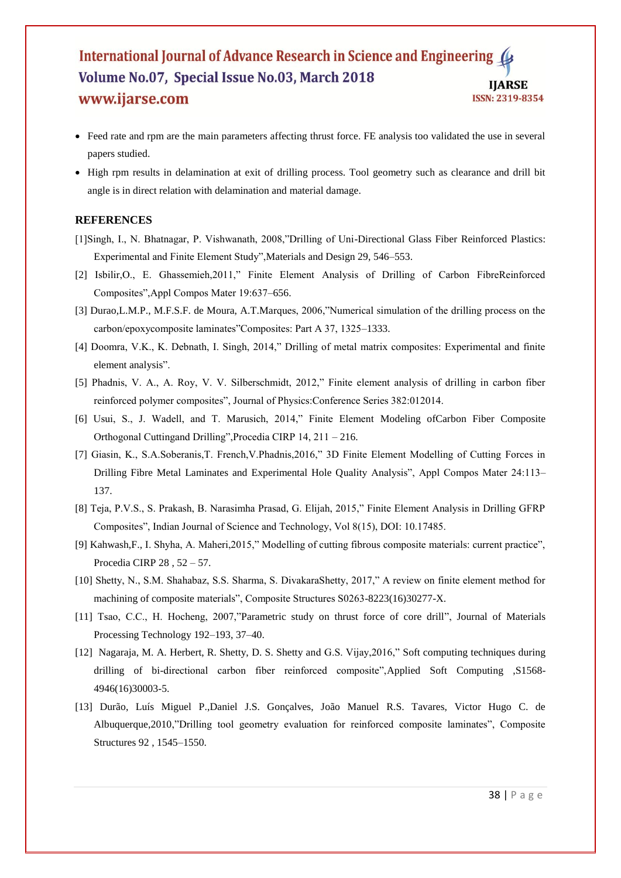- Feed rate and rpm are the main parameters affecting thrust force. FE analysis too validated the use in several papers studied.
- High rpm results in delamination at exit of drilling process. Tool geometry such as clearance and drill bit angle is in direct relation with delamination and material damage.

## REFERENCES

[1]Singh, I., N. Bhatnagar, P. Vishwanath, 2008,"Drilling of Uni-Directional Glass Fiber Reinforced Plastics: Experimental and Finite Element Study",Materials and Design 29, 546–553.

[2] Isbilir,O., E. Ghassemieh,2011," Finite Element Analysis of Drilling of Carbon FibreReinforced Composites",Appl Compos Mater 19:637–656.

[3] Durao,L.M.P., M.F.S.F. de Moura, A.T.Marques, 2006,"Numerical simulation of the drilling process on the carbon/epoxycomposite laminates"Composites: Part A 37, 1325–1333.

[4] Doomra, V.K., K. Debnath, I. Singh, 2014," Drilling of metal matrix composites: Experimental and finite element analysis".

[5] Phadnis, V. A., A. Roy, V. V. Silberschmidt, 2012," Finite element analysis of drilling in carbon fiber reinforced polymer composites", Journal of Physics:Conference Series 382:012014.

[6] Usui, S., J. Wadell, and T. Marusich, 2014," Finite Element Modeling ofCarbon Fiber Composite Orthogonal Cuttingand Drilling",Procedia CIRP 14, 211 – 216.

[7] Giasin, K., S.A.Soberanis,T. French,V.Phadnis,2016," 3D Finite Element Modelling of Cutting Forces in Drilling Fibre Metal Laminates and Experimental Hole Quality Analysis", Appl Compos Mater 24:113–137.

[8] Teja, P.V.S., S. Prakash, B. Narasimha Prasad, G. Elijah, 2015," Finite Element Analysis in Drilling GFRP Composites", Indian Journal of Science and Technology, Vol 8(15), DOI: 10.17485.

[9] Kahwash,F., I. Shyha, A. Maheri,2015," Modelling of cutting fibrous composite materials: current practice", Procedia CIRP 28 , 52 – 57.

[10] Shetty, N., S.M. Shahabaz, S.S. Sharma, S. DivakaraShetty, 2017," A review on finite element method for machining of composite materials", Composite Structures S0263-8223(16)30277-X.

[11] Tsao, C.C., H. Hocheng, 2007,"Parametric study on thrust force of core drill", Journal of Materials Processing Technology 192–193, 37–40.

[12] Nagaraja, M. A. Herbert, R. Shetty, D. S. Shetty and G.S. Vijay,2016," Soft computing techniques during drilling of bi-directional carbon fiber reinforced composite",Applied Soft Computing ,S1568-4946(16)30003-5.

[13] Durão, Luís Miguel P.,Daniel J.S. Gonçalves, João Manuel R.S. Tavares, Victor Hugo C. de Albuquerque,2010,"Drilling tool geometry evaluation for reinforced composite laminates", Composite Structures 92 , 1545–1550.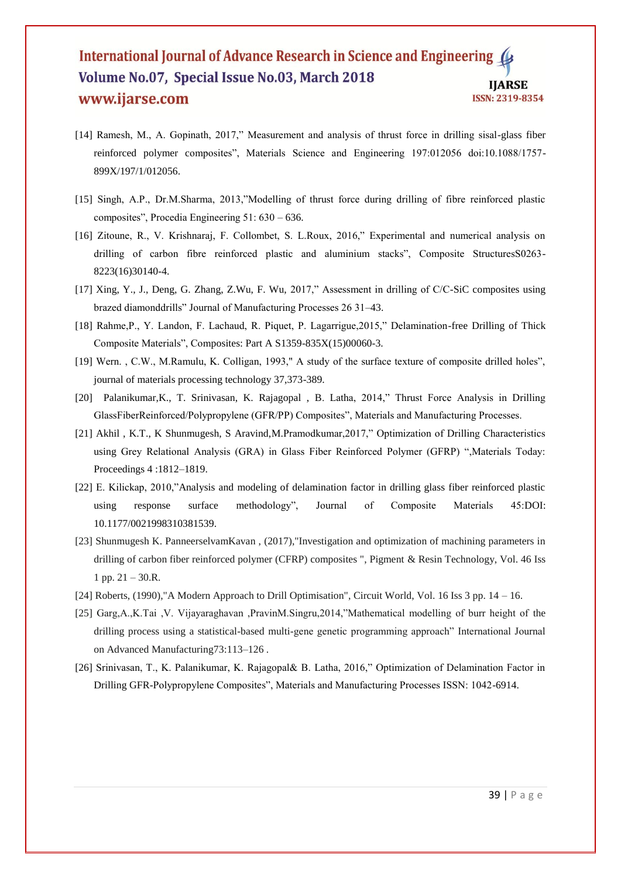[14] Ramesh, M., A. Gopinath, 2017," Measurement and analysis of thrust force in drilling sisal-glass fiber reinforced polymer composites", Materials Science and Engineering 197:012056 doi:10.1088/1757-899X/197/1/012056.

[15] Singh, A.P., Dr.M.Sharma, 2013,"Modelling of thrust force during drilling of fibre reinforced plastic composites", Procedia Engineering 51: 630 – 636.

[16] Zitoune, R., V. Krishnaraj, F. Collombet, S. L.Roux, 2016," Experimental and numerical analysis on drilling of carbon fibre reinforced plastic and aluminium stacks", Composite StructuresS0263-8223(16)30140-4.

[17] Xing, Y., J., Deng, G. Zhang, Z.Wu, F. Wu, 2017," Assessment in drilling of C/C-SiC composites using brazed diamonddrills" Journal of Manufacturing Processes 26 31–43.

[18] Rahme,P., Y. Landon, F. Lachaud, R. Piquet, P. Lagarrigue,2015," Delamination-free Drilling of Thick Composite Materials", Composites: Part A S1359-835X(15)00060-3.

[19] Wern. , C.W., M.Ramulu, K. Colligan, 1993," A study of the surface texture of composite drilled holes", journal of materials processing technology 37,373-389.

[20] Palanikumar,K., T. Srinivasan, K. Rajagopal , B. Latha, 2014," Thrust Force Analysis in Drilling GlassFiberReinforced/Polypropylene (GFR/PP) Composites", Materials and Manufacturing Processes.

[21] Akhil , K.T., K Shunmugesh, S Aravind,M.Pramodkumar,2017," Optimization of Drilling Characteristics using Grey Relational Analysis (GRA) in Glass Fiber Reinforced Polymer (GFRP) ",Materials Today: Proceedings 4 :1812–1819.

[22] E. Kilickap, 2010,"Analysis and modeling of delamination factor in drilling glass fiber reinforced plastic using response surface methodology", Journal of Composite Materials 45:DOI: 10.1177/0021998310381539.

[23] Shunmugesh K. PanneerselvamKavan , (2017),"Investigation and optimization of machining parameters in drilling of carbon fiber reinforced polymer (CFRP) composites ", Pigment & Resin Technology, Vol. 46 Iss 1 pp. 21 – 30.R.

[24] Roberts, (1990),"A Modern Approach to Drill Optimisation", Circuit World, Vol. 16 Iss 3 pp. 14 – 16.

[25] Garg,A.,K.Tai ,V. Vijayaraghavan ,PravinM.Singru,2014,"Mathematical modelling of burr height of the drilling process using a statistical-based multi-gene genetic programming approach" International Journal on Advanced Manufacturing73:113–126 .

[26] Srinivasan, T., K. Palanikumar, K. Rajagopal& B. Latha, 2016," Optimization of Delamination Factor in Drilling GFR-Polypropylene Composites", Materials and Manufacturing Processes ISSN: 1042-6914.